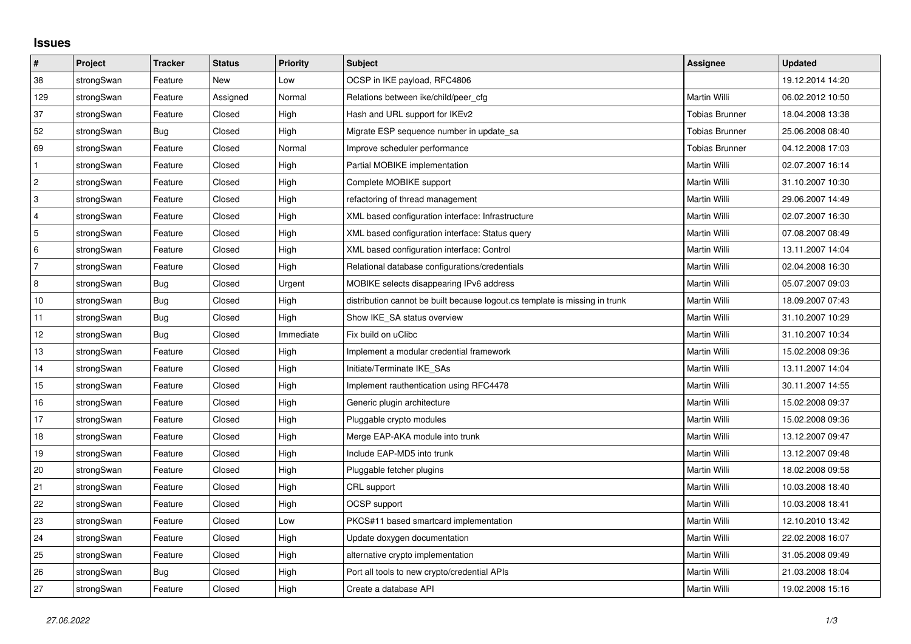# Issues

| # | Project | Tracker | Status | Priority | Subject | Assignee | Updated |
|---|---|---|---|---|---|---|---|
| 38 | strongSwan | Feature | New | Low | OCSP in IKE payload, RFC4806 | | 19.12.2014 14:20 |
| 129 | strongSwan | Feature | Assigned | Normal | Relations between ike/child/peer_cfg | Martin Willi | 06.02.2012 10:50 |
| 37 | strongSwan | Feature | Closed | High | Hash and URL support for IKEv2 | Tobias Brunner | 18.04.2008 13:38 |
| 52 | strongSwan | Bug | Closed | High | Migrate ESP sequence number in update_sa | Tobias Brunner | 25.06.2008 08:40 |
| 69 | strongSwan | Feature | Closed | Normal | Improve scheduler performance | Tobias Brunner | 04.12.2008 17:03 |
| 1 | strongSwan | Feature | Closed | High | Partial MOBIKE implementation | Martin Willi | 02.07.2007 16:14 |
| 2 | strongSwan | Feature | Closed | High | Complete MOBIKE support | Martin Willi | 31.10.2007 10:30 |
| 3 | strongSwan | Feature | Closed | High | refactoring of thread management | Martin Willi | 29.06.2007 14:49 |
| 4 | strongSwan | Feature | Closed | High | XML based configuration interface: Infrastructure | Martin Willi | 02.07.2007 16:30 |
| 5 | strongSwan | Feature | Closed | High | XML based configuration interface: Status query | Martin Willi | 07.08.2007 08:49 |
| 6 | strongSwan | Feature | Closed | High | XML based configuration interface: Control | Martin Willi | 13.11.2007 14:04 |
| 7 | strongSwan | Feature | Closed | High | Relational database configurations/credentials | Martin Willi | 02.04.2008 16:30 |
| 8 | strongSwan | Bug | Closed | Urgent | MOBIKE selects disappearing IPv6 address | Martin Willi | 05.07.2007 09:03 |
| 10 | strongSwan | Bug | Closed | High | distribution cannot be built because logout.cs template is missing in trunk | Martin Willi | 18.09.2007 07:43 |
| 11 | strongSwan | Bug | Closed | High | Show IKE_SA status overview | Martin Willi | 31.10.2007 10:29 |
| 12 | strongSwan | Bug | Closed | Immediate | Fix build on uClibc | Martin Willi | 31.10.2007 10:34 |
| 13 | strongSwan | Feature | Closed | High | Implement a modular credential framework | Martin Willi | 15.02.2008 09:36 |
| 14 | strongSwan | Feature | Closed | High | Initiate/Terminate IKE_SAs | Martin Willi | 13.11.2007 14:04 |
| 15 | strongSwan | Feature | Closed | High | Implement rauthentication using RFC4478 | Martin Willi | 30.11.2007 14:55 |
| 16 | strongSwan | Feature | Closed | High | Generic plugin architecture | Martin Willi | 15.02.2008 09:37 |
| 17 | strongSwan | Feature | Closed | High | Pluggable crypto modules | Martin Willi | 15.02.2008 09:36 |
| 18 | strongSwan | Feature | Closed | High | Merge EAP-AKA module into trunk | Martin Willi | 13.12.2007 09:47 |
| 19 | strongSwan | Feature | Closed | High | Include EAP-MD5 into trunk | Martin Willi | 13.12.2007 09:48 |
| 20 | strongSwan | Feature | Closed | High | Pluggable fetcher plugins | Martin Willi | 18.02.2008 09:58 |
| 21 | strongSwan | Feature | Closed | High | CRL support | Martin Willi | 10.03.2008 18:40 |
| 22 | strongSwan | Feature | Closed | High | OCSP support | Martin Willi | 10.03.2008 18:41 |
| 23 | strongSwan | Feature | Closed | Low | PKCS#11 based smartcard implementation | Martin Willi | 12.10.2010 13:42 |
| 24 | strongSwan | Feature | Closed | High | Update doxygen documentation | Martin Willi | 22.02.2008 16:07 |
| 25 | strongSwan | Feature | Closed | High | alternative crypto implementation | Martin Willi | 31.05.2008 09:49 |
| 26 | strongSwan | Bug | Closed | High | Port all tools to new crypto/credential APIs | Martin Willi | 21.03.2008 18:04 |
| 27 | strongSwan | Feature | Closed | High | Create a database API | Martin Willi | 19.02.2008 15:16 |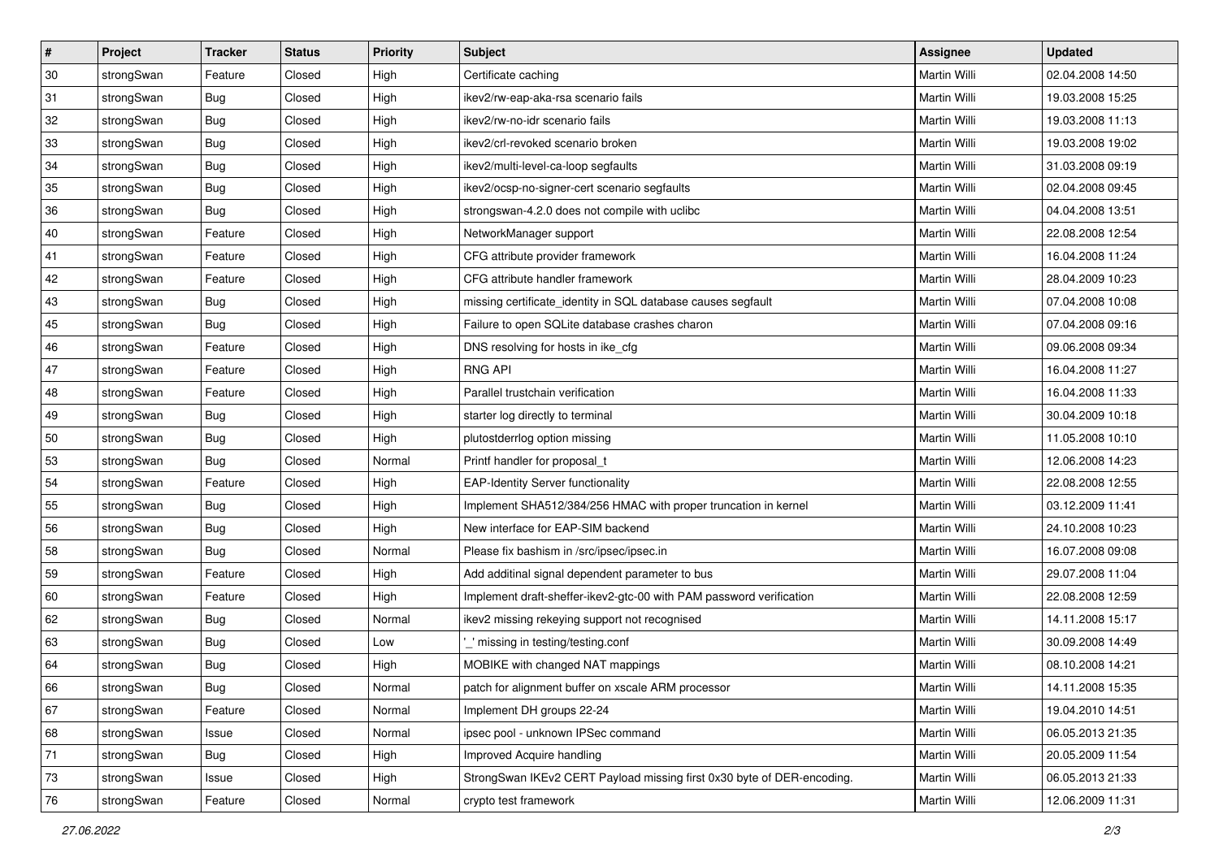| # | Project | Tracker | Status | Priority | Subject | Assignee | Updated |
|---|---|---|---|---|---|---|---|
| 30 | strongSwan | Feature | Closed | High | Certificate caching | Martin Willi | 02.04.2008 14:50 |
| 31 | strongSwan | Bug | Closed | High | ikev2/rw-eap-aka-rsa scenario fails | Martin Willi | 19.03.2008 15:25 |
| 32 | strongSwan | Bug | Closed | High | ikev2/rw-no-idr scenario fails | Martin Willi | 19.03.2008 11:13 |
| 33 | strongSwan | Bug | Closed | High | ikev2/crl-revoked scenario broken | Martin Willi | 19.03.2008 19:02 |
| 34 | strongSwan | Bug | Closed | High | ikev2/multi-level-ca-loop segfaults | Martin Willi | 31.03.2008 09:19 |
| 35 | strongSwan | Bug | Closed | High | ikev2/ocsp-no-signer-cert scenario segfaults | Martin Willi | 02.04.2008 09:45 |
| 36 | strongSwan | Bug | Closed | High | strongswan-4.2.0 does not compile with uclibc | Martin Willi | 04.04.2008 13:51 |
| 40 | strongSwan | Feature | Closed | High | NetworkManager support | Martin Willi | 22.08.2008 12:54 |
| 41 | strongSwan | Feature | Closed | High | CFG attribute provider framework | Martin Willi | 16.04.2008 11:24 |
| 42 | strongSwan | Feature | Closed | High | CFG attribute handler framework | Martin Willi | 28.04.2009 10:23 |
| 43 | strongSwan | Bug | Closed | High | missing certificate_identity in SQL database causes segfault | Martin Willi | 07.04.2008 10:08 |
| 45 | strongSwan | Bug | Closed | High | Failure to open SQLite database crashes charon | Martin Willi | 07.04.2008 09:16 |
| 46 | strongSwan | Feature | Closed | High | DNS resolving for hosts in ike_cfg | Martin Willi | 09.06.2008 09:34 |
| 47 | strongSwan | Feature | Closed | High | RNG API | Martin Willi | 16.04.2008 11:27 |
| 48 | strongSwan | Feature | Closed | High | Parallel trustchain verification | Martin Willi | 16.04.2008 11:33 |
| 49 | strongSwan | Bug | Closed | High | starter log directly to terminal | Martin Willi | 30.04.2009 10:18 |
| 50 | strongSwan | Bug | Closed | High | plutostderrlog option missing | Martin Willi | 11.05.2008 10:10 |
| 53 | strongSwan | Bug | Closed | Normal | Printf handler for proposal_t | Martin Willi | 12.06.2008 14:23 |
| 54 | strongSwan | Feature | Closed | High | EAP-Identity Server functionality | Martin Willi | 22.08.2008 12:55 |
| 55 | strongSwan | Bug | Closed | High | Implement SHA512/384/256 HMAC with proper truncation in kernel | Martin Willi | 03.12.2009 11:41 |
| 56 | strongSwan | Bug | Closed | High | New interface for EAP-SIM backend | Martin Willi | 24.10.2008 10:23 |
| 58 | strongSwan | Bug | Closed | Normal | Please fix bashism in /src/ipsec/ipsec.in | Martin Willi | 16.07.2008 09:08 |
| 59 | strongSwan | Feature | Closed | High | Add additinal signal dependent parameter to bus | Martin Willi | 29.07.2008 11:04 |
| 60 | strongSwan | Feature | Closed | High | Implement draft-sheffer-ikev2-gtc-00 with PAM password verification | Martin Willi | 22.08.2008 12:59 |
| 62 | strongSwan | Bug | Closed | Normal | ikev2 missing rekeying support not recognised | Martin Willi | 14.11.2008 15:17 |
| 63 | strongSwan | Bug | Closed | Low | '_' missing in testing/testing.conf | Martin Willi | 30.09.2008 14:49 |
| 64 | strongSwan | Bug | Closed | High | MOBIKE with changed NAT mappings | Martin Willi | 08.10.2008 14:21 |
| 66 | strongSwan | Bug | Closed | Normal | patch for alignment buffer on xscale ARM processor | Martin Willi | 14.11.2008 15:35 |
| 67 | strongSwan | Feature | Closed | Normal | Implement DH groups 22-24 | Martin Willi | 19.04.2010 14:51 |
| 68 | strongSwan | Issue | Closed | Normal | ipsec pool - unknown IPSec command | Martin Willi | 06.05.2013 21:35 |
| 71 | strongSwan | Bug | Closed | High | Improved Acquire handling | Martin Willi | 20.05.2009 11:54 |
| 73 | strongSwan | Issue | Closed | High | StrongSwan IKEv2 CERT Payload missing first 0x30 byte of DER-encoding. | Martin Willi | 06.05.2013 21:33 |
| 76 | strongSwan | Feature | Closed | Normal | crypto test framework | Martin Willi | 12.06.2009 11:31 |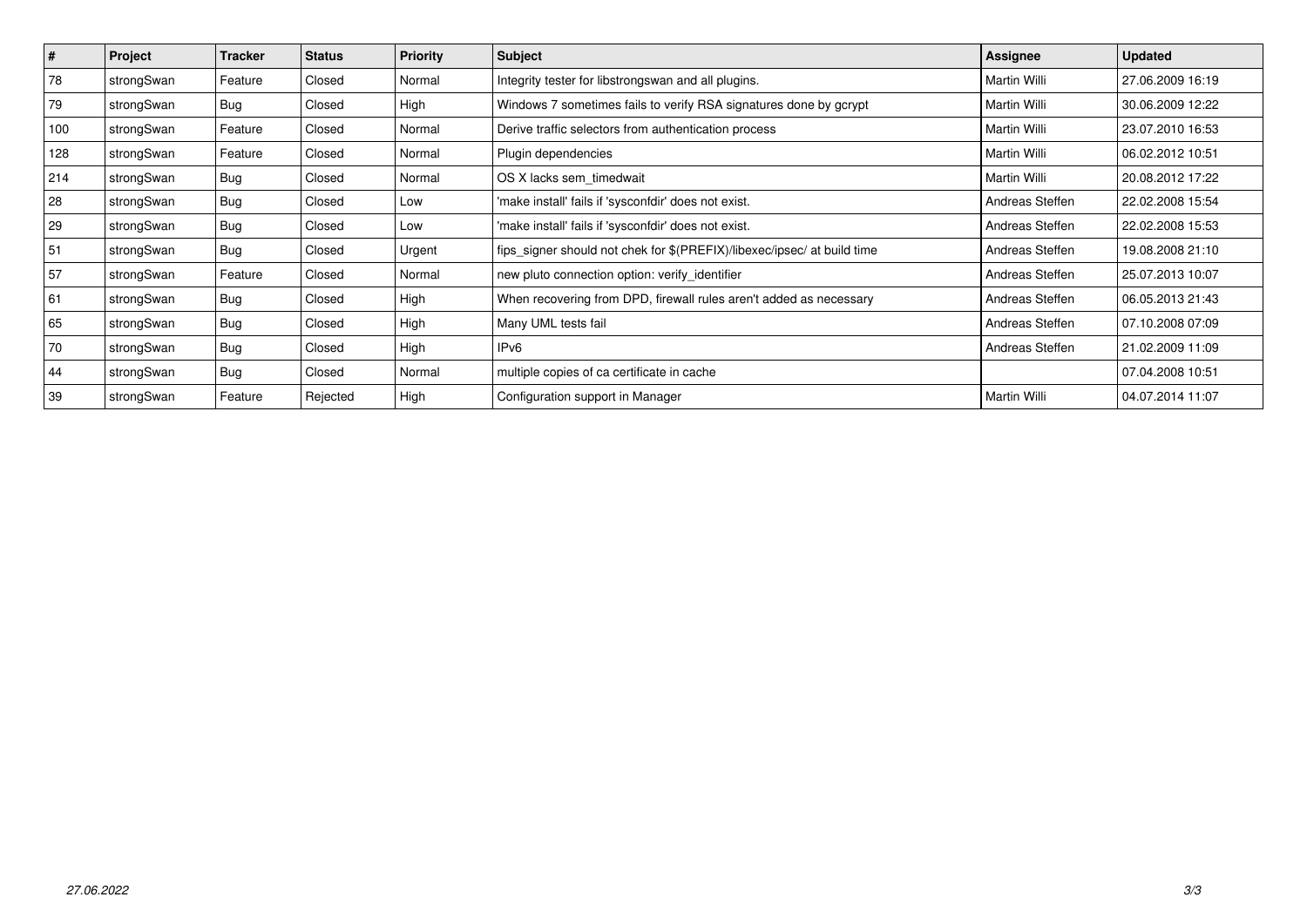| # | Project | Tracker | Status | Priority | Subject | Assignee | Updated |
|---|---|---|---|---|---|---|---|
| 78 | strongSwan | Feature | Closed | Normal | Integrity tester for libstrongswan and all plugins. | Martin Willi | 27.06.2009 16:19 |
| 79 | strongSwan | Bug | Closed | High | Windows 7 sometimes fails to verify RSA signatures done by gcrypt | Martin Willi | 30.06.2009 12:22 |
| 100 | strongSwan | Feature | Closed | Normal | Derive traffic selectors from authentication process | Martin Willi | 23.07.2010 16:53 |
| 128 | strongSwan | Feature | Closed | Normal | Plugin dependencies | Martin Willi | 06.02.2012 10:51 |
| 214 | strongSwan | Bug | Closed | Normal | OS X lacks sem_timedwait | Martin Willi | 20.08.2012 17:22 |
| 28 | strongSwan | Bug | Closed | Low | 'make install' fails if 'sysconfdir' does not exist. | Andreas Steffen | 22.02.2008 15:54 |
| 29 | strongSwan | Bug | Closed | Low | 'make install' fails if 'sysconfdir' does not exist. | Andreas Steffen | 22.02.2008 15:53 |
| 51 | strongSwan | Bug | Closed | Urgent | fips_signer should not chek for $(PREFIX)/libexec/ipsec/ at build time | Andreas Steffen | 19.08.2008 21:10 |
| 57 | strongSwan | Feature | Closed | Normal | new pluto connection option: verify_identifier | Andreas Steffen | 25.07.2013 10:07 |
| 61 | strongSwan | Bug | Closed | High | When recovering from DPD, firewall rules aren't added as necessary | Andreas Steffen | 06.05.2013 21:43 |
| 65 | strongSwan | Bug | Closed | High | Many UML tests fail | Andreas Steffen | 07.10.2008 07:09 |
| 70 | strongSwan | Bug | Closed | High | IPv6 | Andreas Steffen | 21.02.2009 11:09 |
| 44 | strongSwan | Bug | Closed | Normal | multiple copies of ca certificate in cache | | 07.04.2008 10:51 |
| 39 | strongSwan | Feature | Rejected | High | Configuration support in Manager | Martin Willi | 04.07.2014 11:07 |